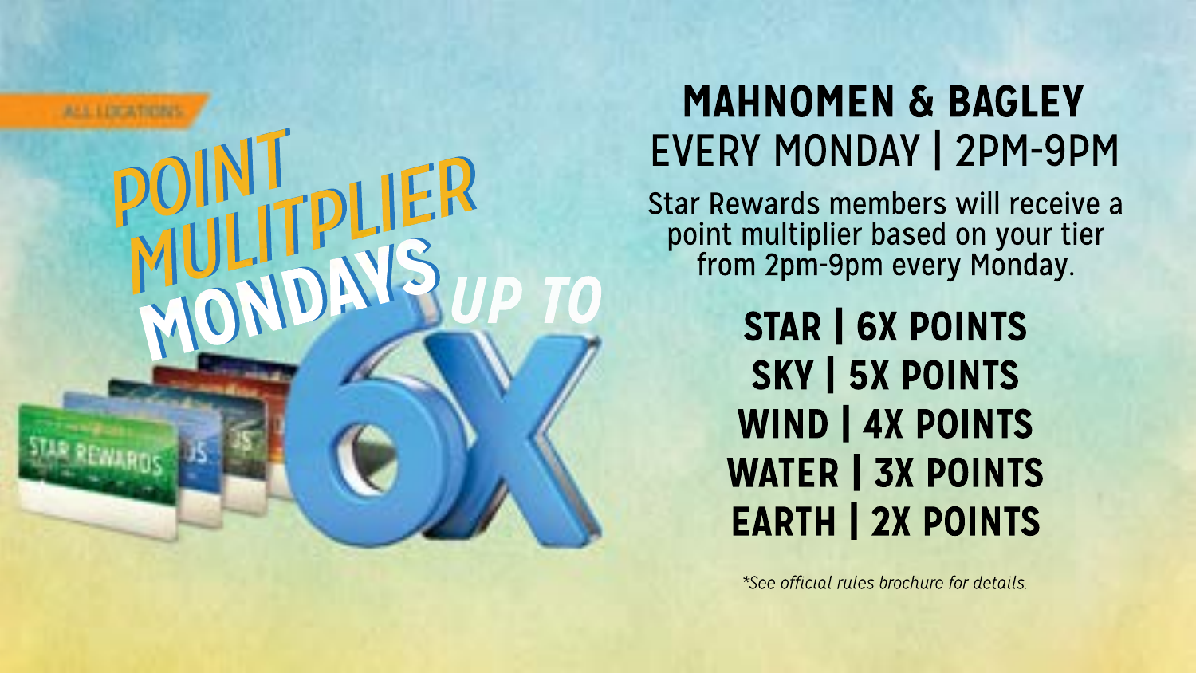ALL LOCATIONS

# POINT MULITPLIER MONDAYS

UP TO 6X

STAR REWARDS

## MAHNOMEN & BAGLEY

EVERY MONDAY | 2PM-9PM

Star Rewards members will receive a point multiplier based on your tier from 2pm-9pm every Monday.

**STAR | 6X POINTS**
**SKY | 5X POINTS**
**WIND | 4X POINTS**
**WATER | 3X POINTS**
**EARTH | 2X POINTS**

*\*See official rules brochure for details.*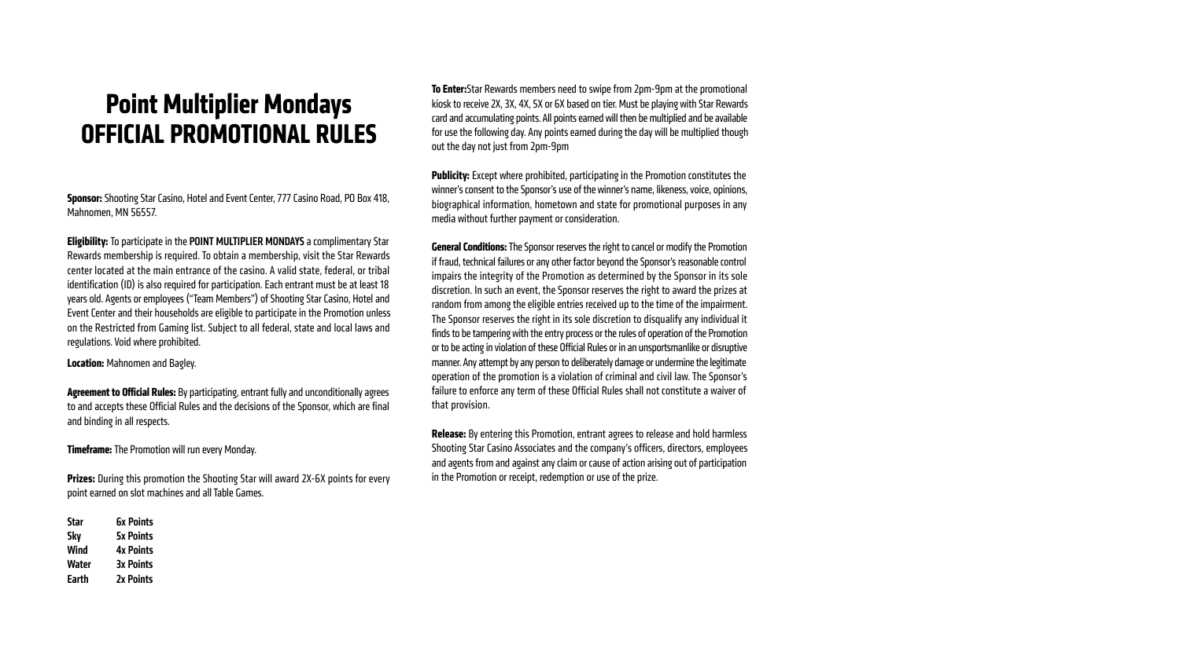# Point Multiplier Mondays
# OFFICIAL PROMOTIONAL RULES

**Sponsor:** Shooting Star Casino, Hotel and Event Center, 777 Casino Road, PO Box 418, Mahnomen, MN 56557.

**Eligibility:** To participate in the **POINT MULTIPLIER MONDAYS** a complimentary Star Rewards membership is required. To obtain a membership, visit the Star Rewards center located at the main entrance of the casino. A valid state, federal, or tribal identification (ID) is also required for participation. Each entrant must be at least 18 years old. Agents or employees ("Team Members") of Shooting Star Casino, Hotel and Event Center and their households are eligible to participate in the Promotion unless on the Restricted from Gaming list. Subject to all federal, state and local laws and regulations. Void where prohibited.

**Location:** Mahnomen and Bagley.

**Agreement to Official Rules:** By participating, entrant fully and unconditionally agrees to and accepts these Official Rules and the decisions of the Sponsor, which are final and binding in all respects.

**Timeframe:** The Promotion will run every Monday.

**Prizes:** During this promotion the Shooting Star will award 2X-6X points for every point earned on slot machines and all Table Games.

| | |
|---|---|
| **Star** | **6x Points** |
| **Sky** | **5x Points** |
| **Wind** | **4x Points** |
| **Water** | **3x Points** |
| **Earth** | **2x Points** |

**To Enter:** Star Rewards members need to swipe from 2pm-9pm at the promotional kiosk to receive 2X, 3X, 4X, 5X or 6X based on tier. Must be playing with Star Rewards card and accumulating points. All points earned will then be multiplied and be available for use the following day. Any points earned during the day will be multiplied though out the day not just from 2pm-9pm

**Publicity:** Except where prohibited, participating in the Promotion constitutes the winner's consent to the Sponsor's use of the winner's name, likeness, voice, opinions, biographical information, hometown and state for promotional purposes in any media without further payment or consideration.

**General Conditions:** The Sponsor reserves the right to cancel or modify the Promotion if fraud, technical failures or any other factor beyond the Sponsor's reasonable control impairs the integrity of the Promotion as determined by the Sponsor in its sole discretion. In such an event, the Sponsor reserves the right to award the prizes at random from among the eligible entries received up to the time of the impairment. The Sponsor reserves the right in its sole discretion to disqualify any individual it finds to be tampering with the entry process or the rules of operation of the Promotion or to be acting in violation of these Official Rules or in an unsportsmanlike or disruptive manner. Any attempt by any person to deliberately damage or undermine the legitimate operation of the promotion is a violation of criminal and civil law. The Sponsor's failure to enforce any term of these Official Rules shall not constitute a waiver of that provision.

**Release:** By entering this Promotion, entrant agrees to release and hold harmless Shooting Star Casino Associates and the company's officers, directors, employees and agents from and against any claim or cause of action arising out of participation in the Promotion or receipt, redemption or use of the prize.